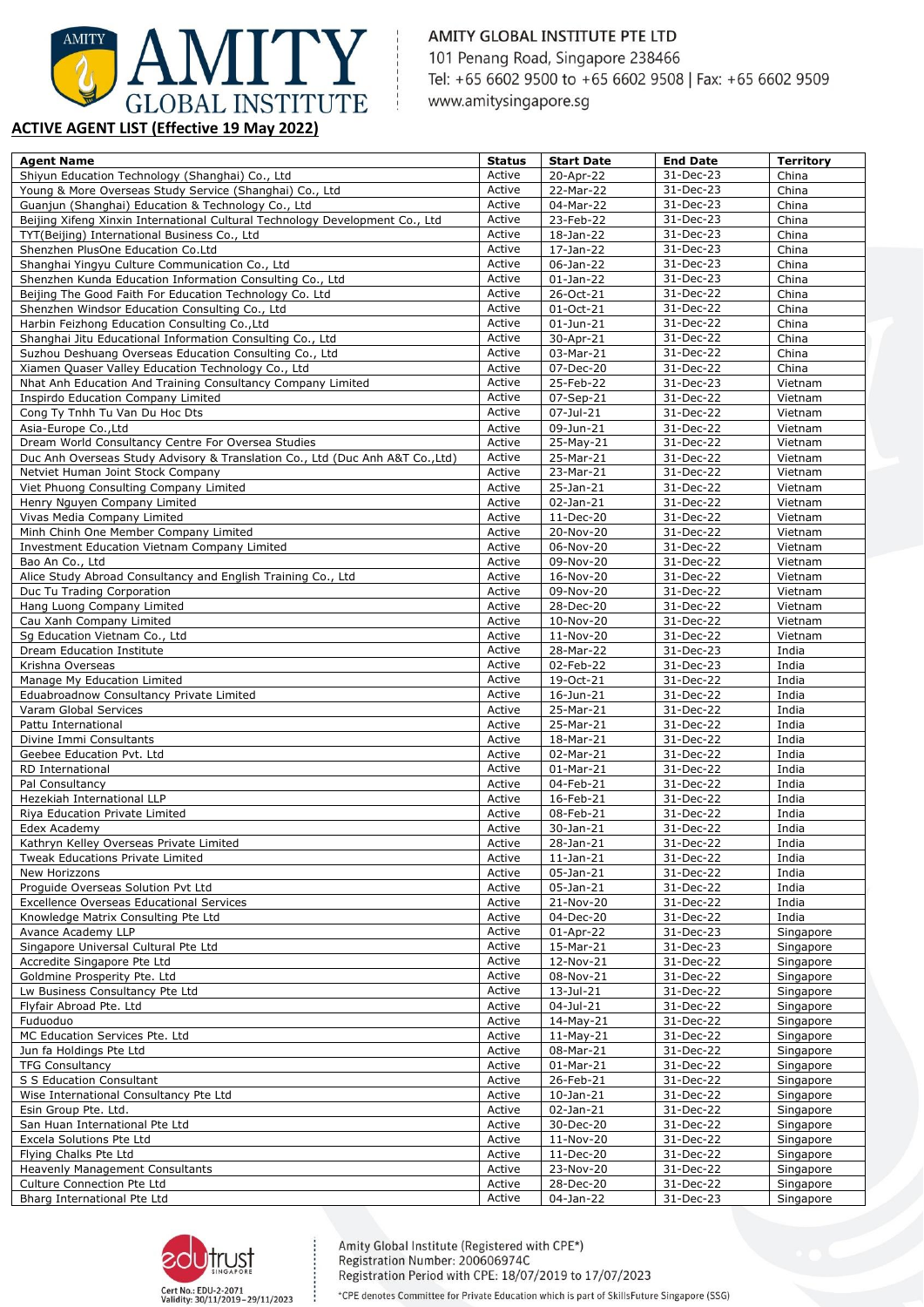AMITY GLOBAL INSTITUTE PTE LTD
101 Penang Road, Singapore 238466
Tel: +65 6602 9500 to +65 6602 9508 | Fax: +65 6602 9509
www.amitysingapore.sg

## ACTIVE AGENT LIST (Effective 19 May 2022)

| Agent Name | Status | Start Date | End Date | Territory |
|---|---|---|---|---|
| Shiyun Education Technology (Shanghai) Co., Ltd | Active | 20-Apr-22 | 31-Dec-23 | China |
| Young & More Overseas Study Service (Shanghai) Co., Ltd | Active | 22-Mar-22 | 31-Dec-23 | China |
| Guanjun (Shanghai) Education & Technology Co., Ltd | Active | 04-Mar-22 | 31-Dec-23 | China |
| Beijing Xifeng Xinxin International Cultural Technology Development Co., Ltd | Active | 23-Feb-22 | 31-Dec-23 | China |
| TYT(Beijing) International Business Co., Ltd | Active | 18-Jan-22 | 31-Dec-23 | China |
| Shenzhen PlusOne Education Co.Ltd | Active | 17-Jan-22 | 31-Dec-23 | China |
| Shanghai Yingyu Culture Communication Co., Ltd | Active | 06-Jan-22 | 31-Dec-23 | China |
| Shenzhen Kunda Education Information Consulting Co., Ltd | Active | 01-Jan-22 | 31-Dec-23 | China |
| Beijing The Good Faith For Education Technology Co. Ltd | Active | 26-Oct-21 | 31-Dec-22 | China |
| Shenzhen Windsor Education Consulting Co., Ltd | Active | 01-Oct-21 | 31-Dec-22 | China |
| Harbin Feizhong Education Consulting Co.,Ltd | Active | 01-Jun-21 | 31-Dec-22 | China |
| Shanghai Jitu Educational Information Consulting Co., Ltd | Active | 30-Apr-21 | 31-Dec-22 | China |
| Suzhou Deshuang Overseas Education Consulting Co., Ltd | Active | 03-Mar-21 | 31-Dec-22 | China |
| Xiamen Quaser Valley Education Technology Co., Ltd | Active | 07-Dec-20 | 31-Dec-22 | China |
| Nhat Anh Education And Training Consultancy Company Limited | Active | 25-Feb-22 | 31-Dec-23 | Vietnam |
| Inspirdo Education Company Limited | Active | 07-Sep-21 | 31-Dec-22 | Vietnam |
| Cong Ty Tnhh Tu Van Du Hoc Dts | Active | 07-Jul-21 | 31-Dec-22 | Vietnam |
| Asia-Europe Co.,Ltd | Active | 09-Jun-21 | 31-Dec-22 | Vietnam |
| Dream World Consultancy Centre For Oversea Studies | Active | 25-May-21 | 31-Dec-22 | Vietnam |
| Duc Anh Overseas Study Advisory & Translation Co., Ltd (Duc Anh A&T Co.,Ltd) | Active | 25-Mar-21 | 31-Dec-22 | Vietnam |
| Netviet Human Joint Stock Company | Active | 23-Mar-21 | 31-Dec-22 | Vietnam |
| Viet Phuong Consulting Company Limited | Active | 25-Jan-21 | 31-Dec-22 | Vietnam |
| Henry Nguyen Company Limited | Active | 02-Jan-21 | 31-Dec-22 | Vietnam |
| Vivas Media Company Limited | Active | 11-Dec-20 | 31-Dec-22 | Vietnam |
| Minh Chinh One Member Company Limited | Active | 20-Nov-20 | 31-Dec-22 | Vietnam |
| Investment Education Vietnam Company Limited | Active | 06-Nov-20 | 31-Dec-22 | Vietnam |
| Bao An Co., Ltd | Active | 09-Nov-20 | 31-Dec-22 | Vietnam |
| Alice Study Abroad Consultancy and English Training Co., Ltd | Active | 16-Nov-20 | 31-Dec-22 | Vietnam |
| Duc Tu Trading Corporation | Active | 09-Nov-20 | 31-Dec-22 | Vietnam |
| Hang Luong Company Limited | Active | 28-Dec-20 | 31-Dec-22 | Vietnam |
| Cau Xanh Company Limited | Active | 10-Nov-20 | 31-Dec-22 | Vietnam |
| Sg Education Vietnam Co., Ltd | Active | 11-Nov-20 | 31-Dec-22 | Vietnam |
| Dream Education Institute | Active | 28-Mar-22 | 31-Dec-23 | India |
| Krishna Overseas | Active | 02-Feb-22 | 31-Dec-23 | India |
| Manage My Education Limited | Active | 19-Oct-21 | 31-Dec-22 | India |
| Eduabroadnow Consultancy Private Limited | Active | 16-Jun-21 | 31-Dec-22 | India |
| Varam Global Services | Active | 25-Mar-21 | 31-Dec-22 | India |
| Pattu International | Active | 25-Mar-21 | 31-Dec-22 | India |
| Divine Immi Consultants | Active | 18-Mar-21 | 31-Dec-22 | India |
| Geebee Education Pvt. Ltd | Active | 02-Mar-21 | 31-Dec-22 | India |
| RD International | Active | 01-Mar-21 | 31-Dec-22 | India |
| Pal Consultancy | Active | 04-Feb-21 | 31-Dec-22 | India |
| Hezekiah International LLP | Active | 16-Feb-21 | 31-Dec-22 | India |
| Riya Education Private Limited | Active | 08-Feb-21 | 31-Dec-22 | India |
| Edex Academy | Active | 30-Jan-21 | 31-Dec-22 | India |
| Kathryn Kelley Overseas Private Limited | Active | 28-Jan-21 | 31-Dec-22 | India |
| Tweak Educations Private Limited | Active | 11-Jan-21 | 31-Dec-22 | India |
| New Horizzons | Active | 05-Jan-21 | 31-Dec-22 | India |
| Proguide Overseas Solution Pvt Ltd | Active | 05-Jan-21 | 31-Dec-22 | India |
| Excellence Overseas Educational Services | Active | 21-Nov-20 | 31-Dec-22 | India |
| Knowledge Matrix Consulting Pte Ltd | Active | 04-Dec-20 | 31-Dec-22 | India |
| Avance Academy LLP | Active | 01-Apr-22 | 31-Dec-23 | Singapore |
| Singapore Universal Cultural Pte Ltd | Active | 15-Mar-21 | 31-Dec-23 | Singapore |
| Accredite Singapore Pte Ltd | Active | 12-Nov-21 | 31-Dec-22 | Singapore |
| Goldmine Prosperity Pte. Ltd | Active | 08-Nov-21 | 31-Dec-22 | Singapore |
| Lw Business Consultancy Pte Ltd | Active | 13-Jul-21 | 31-Dec-22 | Singapore |
| Flyfair Abroad Pte. Ltd | Active | 04-Jul-21 | 31-Dec-22 | Singapore |
| Fuduoduo | Active | 14-May-21 | 31-Dec-22 | Singapore |
| MC Education Services Pte. Ltd | Active | 11-May-21 | 31-Dec-22 | Singapore |
| Jun fa Holdings Pte Ltd | Active | 08-Mar-21 | 31-Dec-22 | Singapore |
| TFG Consultancy | Active | 01-Mar-21 | 31-Dec-22 | Singapore |
| S S Education Consultant | Active | 26-Feb-21 | 31-Dec-22 | Singapore |
| Wise International Consultancy Pte Ltd | Active | 10-Jan-21 | 31-Dec-22 | Singapore |
| Esin Group Pte. Ltd. | Active | 02-Jan-21 | 31-Dec-22 | Singapore |
| San Huan International Pte Ltd | Active | 30-Dec-20 | 31-Dec-22 | Singapore |
| Excela Solutions Pte Ltd | Active | 11-Nov-20 | 31-Dec-22 | Singapore |
| Flying Chalks Pte Ltd | Active | 11-Dec-20 | 31-Dec-22 | Singapore |
| Heavenly Management Consultants | Active | 23-Nov-20 | 31-Dec-22 | Singapore |
| Culture Connection Pte Ltd | Active | 28-Dec-20 | 31-Dec-22 | Singapore |
| Bharg International Pte Ltd | Active | 04-Jan-22 | 31-Dec-23 | Singapore |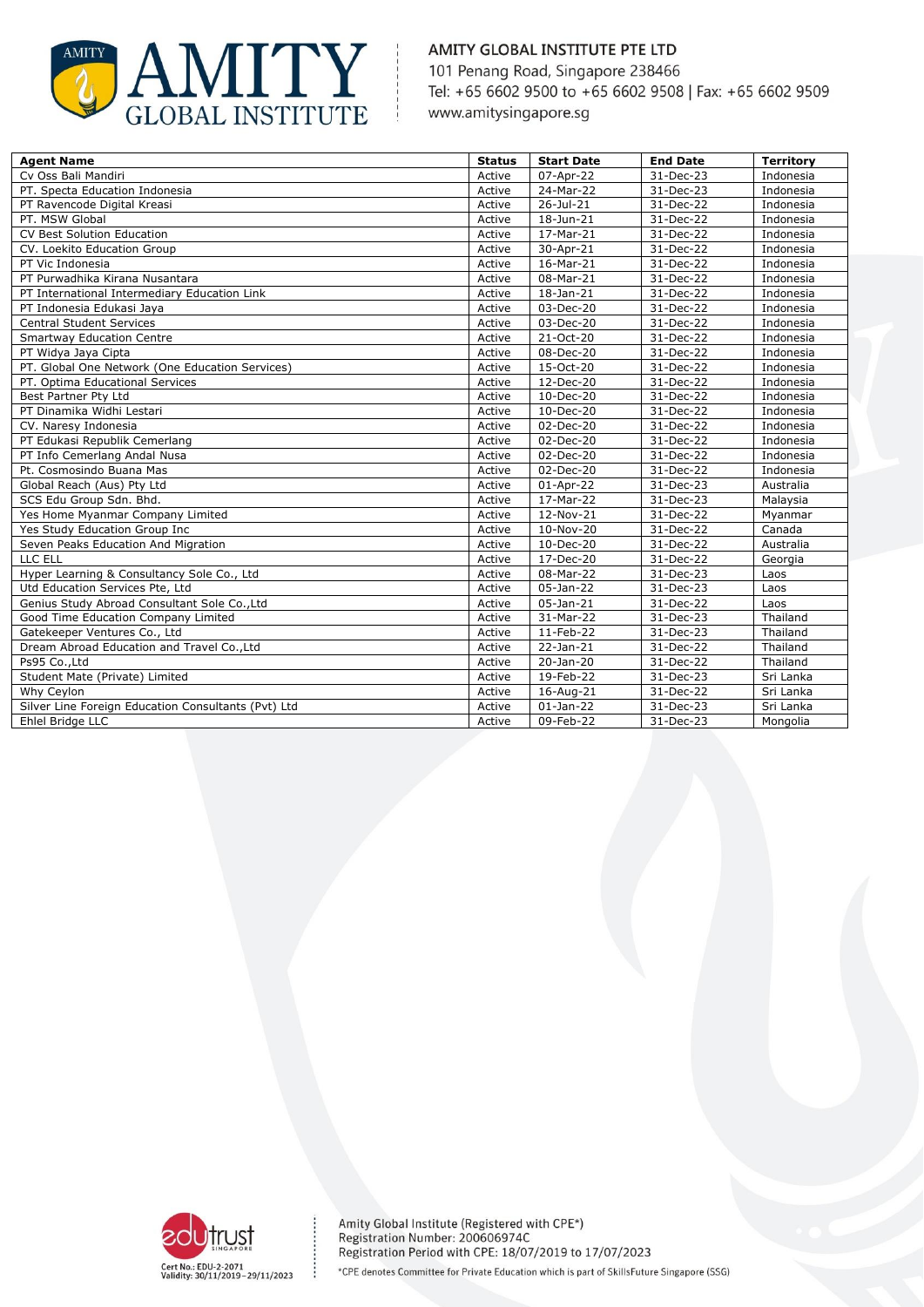| Agent Name | Status | Start Date | End Date | Territory |
|---|---|---|---|---|
| Cv Oss Bali Mandiri | Active | 07-Apr-22 | 31-Dec-23 | Indonesia |
| PT. Specta Education Indonesia | Active | 24-Mar-22 | 31-Dec-23 | Indonesia |
| PT Ravencode Digital Kreasi | Active | 26-Jul-21 | 31-Dec-22 | Indonesia |
| PT. MSW Global | Active | 18-Jun-21 | 31-Dec-22 | Indonesia |
| CV Best Solution Education | Active | 17-Mar-21 | 31-Dec-22 | Indonesia |
| CV. Loekito Education Group | Active | 30-Apr-21 | 31-Dec-22 | Indonesia |
| PT Vic Indonesia | Active | 16-Mar-21 | 31-Dec-22 | Indonesia |
| PT Purwadhika Kirana Nusantara | Active | 08-Mar-21 | 31-Dec-22 | Indonesia |
| PT International Intermediary Education Link | Active | 18-Jan-21 | 31-Dec-22 | Indonesia |
| PT Indonesia Edukasi Jaya | Active | 03-Dec-20 | 31-Dec-22 | Indonesia |
| Central Student Services | Active | 03-Dec-20 | 31-Dec-22 | Indonesia |
| Smartway Education Centre | Active | 21-Oct-20 | 31-Dec-22 | Indonesia |
| PT Widya Jaya Cipta | Active | 08-Dec-20 | 31-Dec-22 | Indonesia |
| PT. Global One Network (One Education Services) | Active | 15-Oct-20 | 31-Dec-22 | Indonesia |
| PT. Optima Educational Services | Active | 12-Dec-20 | 31-Dec-22 | Indonesia |
| Best Partner Pty Ltd | Active | 10-Dec-20 | 31-Dec-22 | Indonesia |
| PT Dinamika Widhi Lestari | Active | 10-Dec-20 | 31-Dec-22 | Indonesia |
| CV. Naresy Indonesia | Active | 02-Dec-20 | 31-Dec-22 | Indonesia |
| PT Edukasi Republik Cemerlang | Active | 02-Dec-20 | 31-Dec-22 | Indonesia |
| PT Info Cemerlang Andal Nusa | Active | 02-Dec-20 | 31-Dec-22 | Indonesia |
| Pt. Cosmosindo Buana Mas | Active | 02-Dec-20 | 31-Dec-22 | Indonesia |
| Global Reach (Aus) Pty Ltd | Active | 01-Apr-22 | 31-Dec-23 | Australia |
| SCS Edu Group Sdn. Bhd. | Active | 17-Mar-22 | 31-Dec-23 | Malaysia |
| Yes Home Myanmar Company Limited | Active | 12-Nov-21 | 31-Dec-22 | Myanmar |
| Yes Study Education Group Inc | Active | 10-Nov-20 | 31-Dec-22 | Canada |
| Seven Peaks Education And Migration | Active | 10-Dec-20 | 31-Dec-22 | Australia |
| LLC ELL | Active | 17-Dec-20 | 31-Dec-22 | Georgia |
| Hyper Learning & Consultancy Sole Co., Ltd | Active | 08-Mar-22 | 31-Dec-23 | Laos |
| Utd Education Services Pte, Ltd | Active | 05-Jan-22 | 31-Dec-23 | Laos |
| Genius Study Abroad Consultant Sole Co.,Ltd | Active | 05-Jan-21 | 31-Dec-22 | Laos |
| Good Time Education Company Limited | Active | 31-Mar-22 | 31-Dec-23 | Thailand |
| Gatekeeper Ventures Co., Ltd | Active | 11-Feb-22 | 31-Dec-23 | Thailand |
| Dream Abroad Education and Travel Co.,Ltd | Active | 22-Jan-21 | 31-Dec-22 | Thailand |
| Ps95 Co.,Ltd | Active | 20-Jan-20 | 31-Dec-22 | Thailand |
| Student Mate (Private) Limited | Active | 19-Feb-22 | 31-Dec-23 | Sri Lanka |
| Why Ceylon | Active | 16-Aug-21 | 31-Dec-22 | Sri Lanka |
| Silver Line Foreign Education Consultants (Pvt) Ltd | Active | 01-Jan-22 | 31-Dec-23 | Sri Lanka |
| Ehlel Bridge LLC | Active | 09-Feb-22 | 31-Dec-23 | Mongolia |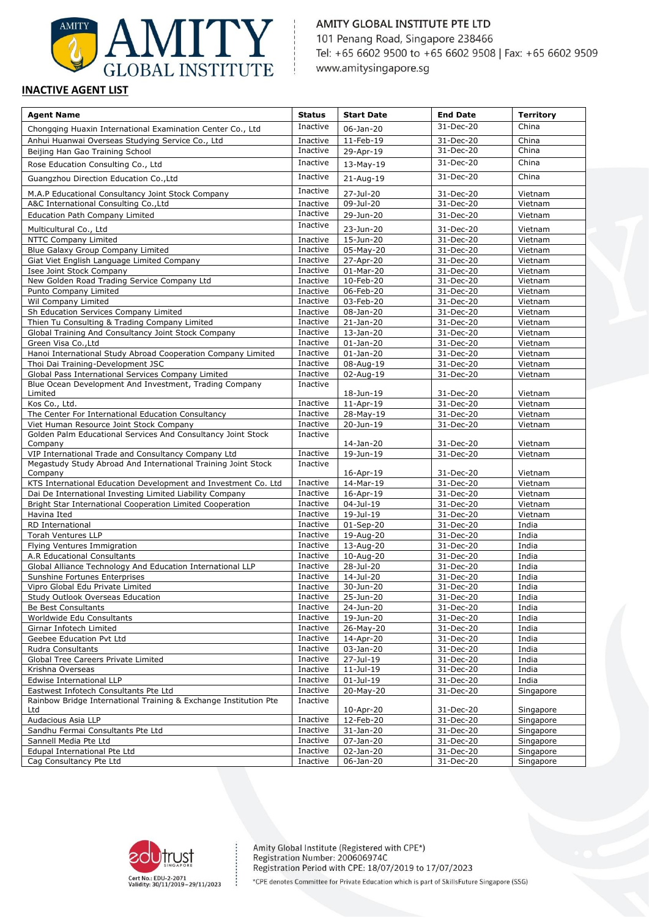AMITY GLOBAL INSTITUTE PTE LTD
101 Penang Road, Singapore 238466
Tel: +65 6602 9500 to +65 6602 9508 | Fax: +65 6602 9509
www.amitysingapore.sg

## INACTIVE AGENT LIST

| Agent Name | Status | Start Date | End Date | Territory |
|---|---|---|---|---|
| Chongqing Huaxin International Examination Center Co., Ltd | Inactive | 06-Jan-20 | 31-Dec-20 | China |
| Anhui Huanwai Overseas Studying Service Co., Ltd | Inactive | 11-Feb-19 | 31-Dec-20 | China |
| Beijing Han Gao Training School | Inactive | 29-Apr-19 | 31-Dec-20 | China |
| Rose Education Consulting Co., Ltd | Inactive | 13-May-19 | 31-Dec-20 | China |
| Guangzhou Direction Education Co.,Ltd | Inactive | 21-Aug-19 | 31-Dec-20 | China |
| M.A.P Educational Consultancy Joint Stock Company | Inactive | 27-Jul-20 | 31-Dec-20 | Vietnam |
| A&C International Consulting Co.,Ltd | Inactive | 09-Jul-20 | 31-Dec-20 | Vietnam |
| Education Path Company Limited | Inactive | 29-Jun-20 | 31-Dec-20 | Vietnam |
| Multicultural Co., Ltd | Inactive | 23-Jun-20 | 31-Dec-20 | Vietnam |
| NTTC Company Limited | Inactive | 15-Jun-20 | 31-Dec-20 | Vietnam |
| Blue Galaxy Group Company Limited | Inactive | 05-May-20 | 31-Dec-20 | Vietnam |
| Giat Viet English Language Limited Company | Inactive | 27-Apr-20 | 31-Dec-20 | Vietnam |
| Isee Joint Stock Company | Inactive | 01-Mar-20 | 31-Dec-20 | Vietnam |
| New Golden Road Trading Service Company Ltd | Inactive | 10-Feb-20 | 31-Dec-20 | Vietnam |
| Punto Company Limited | Inactive | 06-Feb-20 | 31-Dec-20 | Vietnam |
| Wil Company Limited | Inactive | 03-Feb-20 | 31-Dec-20 | Vietnam |
| Sh Education Services Company Limited | Inactive | 08-Jan-20 | 31-Dec-20 | Vietnam |
| Thien Tu Consulting & Trading Company Limited | Inactive | 21-Jan-20 | 31-Dec-20 | Vietnam |
| Global Training And Consultancy Joint Stock Company | Inactive | 13-Jan-20 | 31-Dec-20 | Vietnam |
| Green Visa Co.,Ltd | Inactive | 01-Jan-20 | 31-Dec-20 | Vietnam |
| Hanoi International Study Abroad Cooperation Company Limited | Inactive | 01-Jan-20 | 31-Dec-20 | Vietnam |
| Thoi Dai Training-Development JSC | Inactive | 08-Aug-19 | 31-Dec-20 | Vietnam |
| Global Pass International Services Company Limited | Inactive | 02-Aug-19 | 31-Dec-20 | Vietnam |
| Blue Ocean Development And Investment, Trading Company Limited | Inactive | 18-Jun-19 | 31-Dec-20 | Vietnam |
| Kos Co., Ltd. | Inactive | 11-Apr-19 | 31-Dec-20 | Vietnam |
| The Center For International Education Consultancy | Inactive | 28-May-19 | 31-Dec-20 | Vietnam |
| Viet Human Resource Joint Stock Company | Inactive | 20-Jun-19 | 31-Dec-20 | Vietnam |
| Golden Palm Educational Services And Consultancy Joint Stock Company | Inactive | 14-Jan-20 | 31-Dec-20 | Vietnam |
| VIP International Trade and Consultancy Company Ltd | Inactive | 19-Jun-19 | 31-Dec-20 | Vietnam |
| Megastudy Study Abroad And International Training Joint Stock Company | Inactive | 16-Apr-19 | 31-Dec-20 | Vietnam |
| KTS International Education Development and Investment Co. Ltd | Inactive | 14-Mar-19 | 31-Dec-20 | Vietnam |
| Dai De International Investing Limited Liability Company | Inactive | 16-Apr-19 | 31-Dec-20 | Vietnam |
| Bright Star International Cooperation Limited Cooperation | Inactive | 04-Jul-19 | 31-Dec-20 | Vietnam |
| Havina Ited | Inactive | 19-Jul-19 | 31-Dec-20 | Vietnam |
| RD International | Inactive | 01-Sep-20 | 31-Dec-20 | India |
| Torah Ventures LLP | Inactive | 19-Aug-20 | 31-Dec-20 | India |
| Flying Ventures Immigration | Inactive | 13-Aug-20 | 31-Dec-20 | India |
| A.R Educational Consultants | Inactive | 10-Aug-20 | 31-Dec-20 | India |
| Global Alliance Technology And Education International LLP | Inactive | 28-Jul-20 | 31-Dec-20 | India |
| Sunshine Fortunes Enterprises | Inactive | 14-Jul-20 | 31-Dec-20 | India |
| Vipro Global Edu Private Limited | Inactive | 30-Jun-20 | 31-Dec-20 | India |
| Study Outlook Overseas Education | Inactive | 25-Jun-20 | 31-Dec-20 | India |
| Be Best Consultants | Inactive | 24-Jun-20 | 31-Dec-20 | India |
| Worldwide Edu Consultants | Inactive | 19-Jun-20 | 31-Dec-20 | India |
| Girnar Infotech Limited | Inactive | 26-May-20 | 31-Dec-20 | India |
| Geebee Education Pvt Ltd | Inactive | 14-Apr-20 | 31-Dec-20 | India |
| Rudra Consultants | Inactive | 03-Jan-20 | 31-Dec-20 | India |
| Global Tree Careers Private Limited | Inactive | 27-Jul-19 | 31-Dec-20 | India |
| Krishna Overseas | Inactive | 11-Jul-19 | 31-Dec-20 | India |
| Edwise International LLP | Inactive | 01-Jul-19 | 31-Dec-20 | India |
| Eastwest Infotech Consultants Pte Ltd | Inactive | 20-May-20 | 31-Dec-20 | Singapore |
| Rainbow Bridge International Training & Exchange Institution Pte Ltd | Inactive | 10-Apr-20 | 31-Dec-20 | Singapore |
| Audacious Asia LLP | Inactive | 12-Feb-20 | 31-Dec-20 | Singapore |
| Sandhu Fermai Consultants Pte Ltd | Inactive | 31-Jan-20 | 31-Dec-20 | Singapore |
| Sannell Media Pte Ltd | Inactive | 07-Jan-20 | 31-Dec-20 | Singapore |
| Edupal International Pte Ltd | Inactive | 02-Jan-20 | 31-Dec-20 | Singapore |
| Cag Consultancy Pte Ltd | Inactive | 06-Jan-20 | 31-Dec-20 | Singapore |

Cert No.: EDU-2-2071
Validity: 30/11/2019–29/11/2023

Amity Global Institute (Registered with CPE*)
Registration Number: 200606974C
Registration Period with CPE: 18/07/2019 to 17/07/2023

*CPE denotes Committee for Private Education which is part of SkillsFuture Singapore (SSG)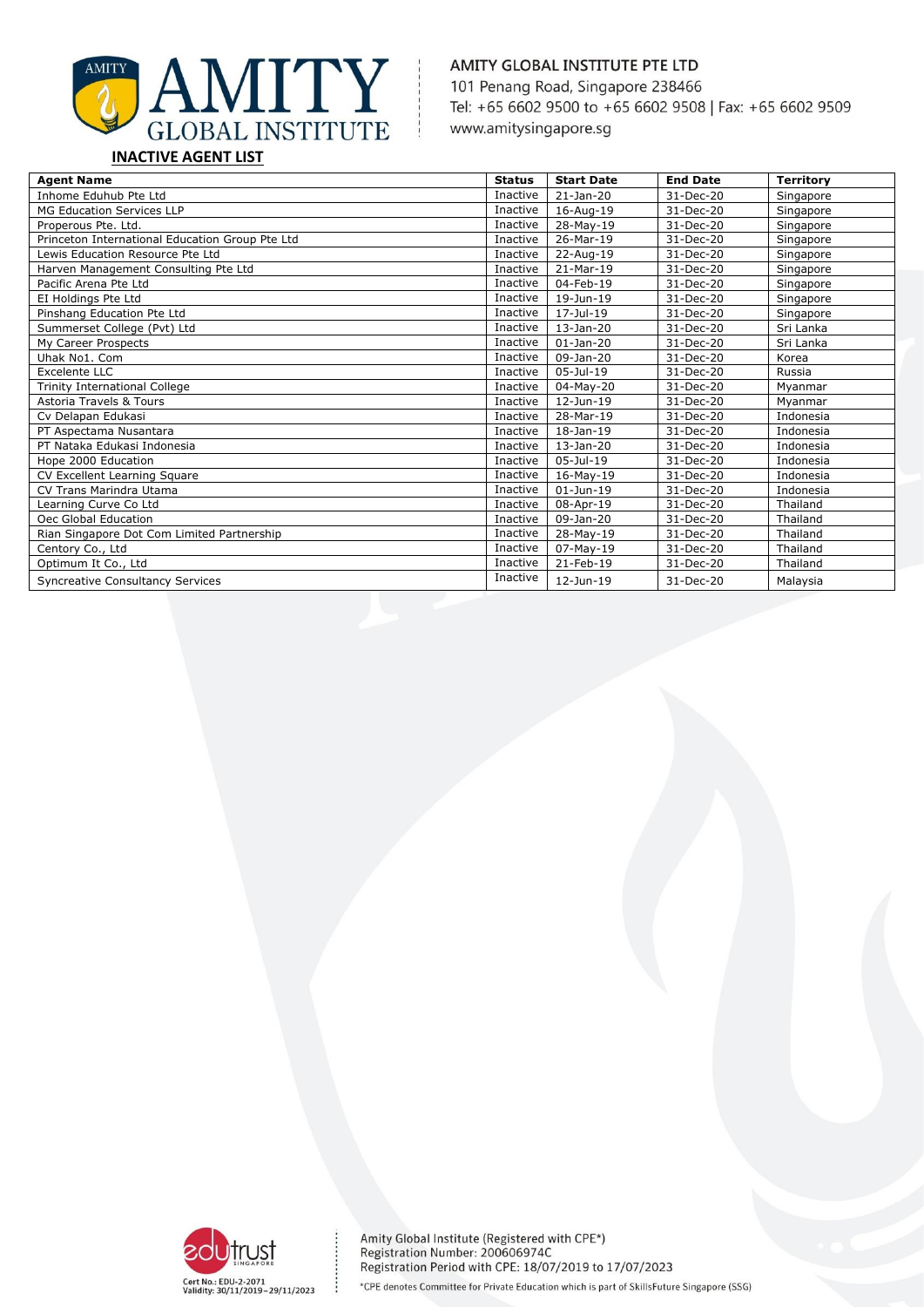AMITY GLOBAL INSTITUTE

AMITY GLOBAL INSTITUTE PTE LTD
101 Penang Road, Singapore 238466
Tel: +65 6602 9500 to +65 6602 9508 | Fax: +65 6602 9509
www.amitysingapore.sg

## INACTIVE AGENT LIST

| Agent Name | Status | Start Date | End Date | Territory |
|---|---|---|---|---|
| Inhome Eduhub Pte Ltd | Inactive | 21-Jan-20 | 31-Dec-20 | Singapore |
| MG Education Services LLP | Inactive | 16-Aug-19 | 31-Dec-20 | Singapore |
| Properous Pte. Ltd. | Inactive | 28-May-19 | 31-Dec-20 | Singapore |
| Princeton International Education Group Pte Ltd | Inactive | 26-Mar-19 | 31-Dec-20 | Singapore |
| Lewis Education Resource Pte Ltd | Inactive | 22-Aug-19 | 31-Dec-20 | Singapore |
| Harven Management Consulting Pte Ltd | Inactive | 21-Mar-19 | 31-Dec-20 | Singapore |
| Pacific Arena Pte Ltd | Inactive | 04-Feb-19 | 31-Dec-20 | Singapore |
| EI Holdings Pte Ltd | Inactive | 19-Jun-19 | 31-Dec-20 | Singapore |
| Pinshang Education Pte Ltd | Inactive | 17-Jul-19 | 31-Dec-20 | Singapore |
| Summerset College (Pvt) Ltd | Inactive | 13-Jan-20 | 31-Dec-20 | Sri Lanka |
| My Career Prospects | Inactive | 01-Jan-20 | 31-Dec-20 | Sri Lanka |
| Uhak No1. Com | Inactive | 09-Jan-20 | 31-Dec-20 | Korea |
| Excelente LLC | Inactive | 05-Jul-19 | 31-Dec-20 | Russia |
| Trinity International College | Inactive | 04-May-20 | 31-Dec-20 | Myanmar |
| Astoria Travels & Tours | Inactive | 12-Jun-19 | 31-Dec-20 | Myanmar |
| Cv Delapan Edukasi | Inactive | 28-Mar-19 | 31-Dec-20 | Indonesia |
| PT Aspectama Nusantara | Inactive | 18-Jan-19 | 31-Dec-20 | Indonesia |
| PT Nataka Edukasi Indonesia | Inactive | 13-Jan-20 | 31-Dec-20 | Indonesia |
| Hope 2000 Education | Inactive | 05-Jul-19 | 31-Dec-20 | Indonesia |
| CV Excellent Learning Square | Inactive | 16-May-19 | 31-Dec-20 | Indonesia |
| CV Trans Marindra Utama | Inactive | 01-Jun-19 | 31-Dec-20 | Indonesia |
| Learning Curve Co Ltd | Inactive | 08-Apr-19 | 31-Dec-20 | Thailand |
| Oec Global Education | Inactive | 09-Jan-20 | 31-Dec-20 | Thailand |
| Rian Singapore Dot Com Limited Partnership | Inactive | 28-May-19 | 31-Dec-20 | Thailand |
| Centory Co., Ltd | Inactive | 07-May-19 | 31-Dec-20 | Thailand |
| Optimum It Co., Ltd | Inactive | 21-Feb-19 | 31-Dec-20 | Thailand |
| Syncreative Consultancy Services | Inactive | 12-Jun-19 | 31-Dec-20 | Malaysia |

edutrust SINGAPORE
Cert No.: EDU-2-2071
Validity: 30/11/2019–29/11/2023

Amity Global Institute (Registered with CPE*)
Registration Number: 200606974C
Registration Period with CPE: 18/07/2019 to 17/07/2023

*CPE denotes Committee for Private Education which is part of SkillsFuture Singapore (SSG)